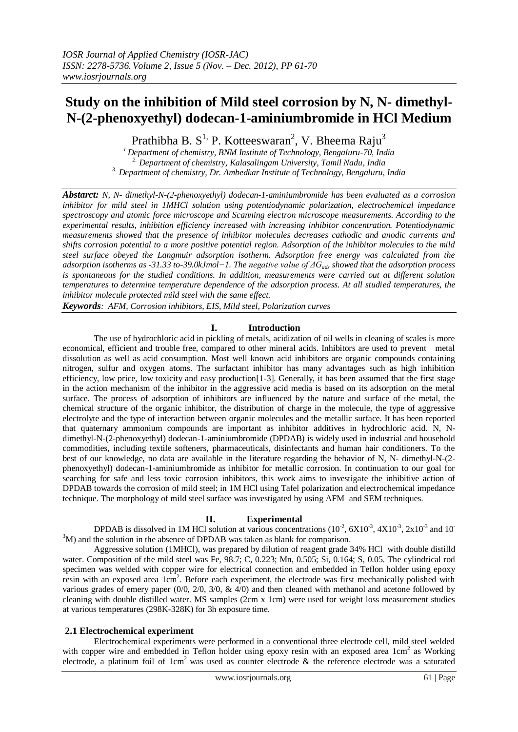# Study on the inhibition of Mild steel corrosion by N, N- dimethyl-N-(2-phenoxyethyl) dodecan-1-aminiumbromide in HCl Medium

Prathibha B. S[1], P. Kotteeswaran[2], V. Bheema Raju[3]

[1] Department of chemistry, BNM Institute of Technology, Bengaluru-70, India
[2] Department of chemistry, Kalasalingam University, Tamil Nadu, India
[3] Department of chemistry, Dr. Ambedkar Institute of Technology, Bengaluru, India

***Abstarct:*** *N, N- dimethyl-N-(2-phenoxyethyl) dodecan-1-aminiumbromide has been evaluated as a corrosion inhibitor for mild steel in 1MHCl solution using potentiodynamic polarization, electrochemical impedance spectroscopy and atomic force microscope and Scanning electron microscope measurements. According to the experimental results, inhibition efficiency increased with increasing inhibitor concentration. Potentiodynamic measurements showed that the presence of inhibitor molecules decreases cathodic and anodic currents and shifts corrosion potential to a more positive potential region. Adsorption of the inhibitor molecules to the mild steel surface obeyed the Langmuir adsorption isotherm. Adsorption free energy was calculated from the adsorption isotherms as -31.33 to-39.0kJmol−1. The negative value of $\Delta G_{ads}$ showed that the adsorption process is spontaneous for the studied conditions. In addition, measurements were carried out at different solution temperatures to determine temperature dependence of the adsorption process. At all studied temperatures, the inhibitor molecule protected mild steel with the same effect.*

***Keywords****: AFM, Corrosion inhibitors, EIS, Mild steel, Polarization curves*

## I. Introduction

The use of hydrochloric acid in pickling of metals, acidization of oil wells in cleaning of scales is more economical, efficient and trouble free, compared to other mineral acids. Inhibitors are used to prevent metal dissolution as well as acid consumption. Most well known acid inhibitors are organic compounds containing nitrogen, sulfur and oxygen atoms. The surfactant inhibitor has many advantages such as high inhibition efficiency, low price, low toxicity and easy production[1-3]. Generally, it has been assumed that the first stage in the action mechanism of the inhibitor in the aggressive acid media is based on its adsorption on the metal surface. The process of adsorption of inhibitors are influenced by the nature and surface of the metal, the chemical structure of the organic inhibitor, the distribution of charge in the molecule, the type of aggressive electrolyte and the type of interaction between organic molecules and the metallic surface. It has been reported that quaternary ammonium compounds are important as inhibitor additives in hydrochloric acid. N, N-dimethyl-N-(2-phenoxyethyl) dodecan-1-aminiumbromide (DPDAB) is widely used in industrial and household commodities, including textile softeners, pharmaceuticals, disinfectants and human hair conditioners. To the best of our knowledge, no data are available in the literature regarding the behavior of N, N- dimethyl-N-(2-phenoxyethyl) dodecan-1-aminiumbromide as inhibitor for metallic corrosion. In continuation to our goal for searching for safe and less toxic corrosion inhibitors, this work aims to investigate the inhibitive action of DPDAB towards the corrosion of mild steel; in 1M HCl using Tafel polarization and electrochemical impedance technique. The morphology of mild steel surface was investigated by using AFM and SEM techniques.

## II. Experimental

DPDAB is dissolved in 1M HCl solution at various concentrations ($10^{-2}$, $6X10^{-3}$, $4X10^{-3}$, $2x10^{-3}$ and $10^{-3}$M) and the solution in the absence of DPDAB was taken as blank for comparison.

Aggressive solution (1MHCl), was prepared by dilution of reagent grade 34% HCl with double distilld water. Composition of the mild steel was Fe, 98.7; C, 0.223; Mn, 0.505; Si, 0.164; S, 0.05. The cylindrical rod specimen was welded with copper wire for electrical connection and embedded in Teflon holder using epoxy resin with an exposed area 1cm$^2$. Before each experiment, the electrode was first mechanically polished with various grades of emery paper (0/0, 2/0, 3/0, & 4/0) and then cleaned with methanol and acetone followed by cleaning with double distilled water. MS samples (2cm x 1cm) were used for weight loss measurement studies at various temperatures (298K-328K) for 3h exposure time.

### 2.1 Electrochemical experiment

Electrochemical experiments were performed in a conventional three electrode cell, mild steel welded with copper wire and embedded in Teflon holder using epoxy resin with an exposed area 1cm$^2$ as Working electrode, a platinum foil of 1cm$^2$ was used as counter electrode & the reference electrode was a saturated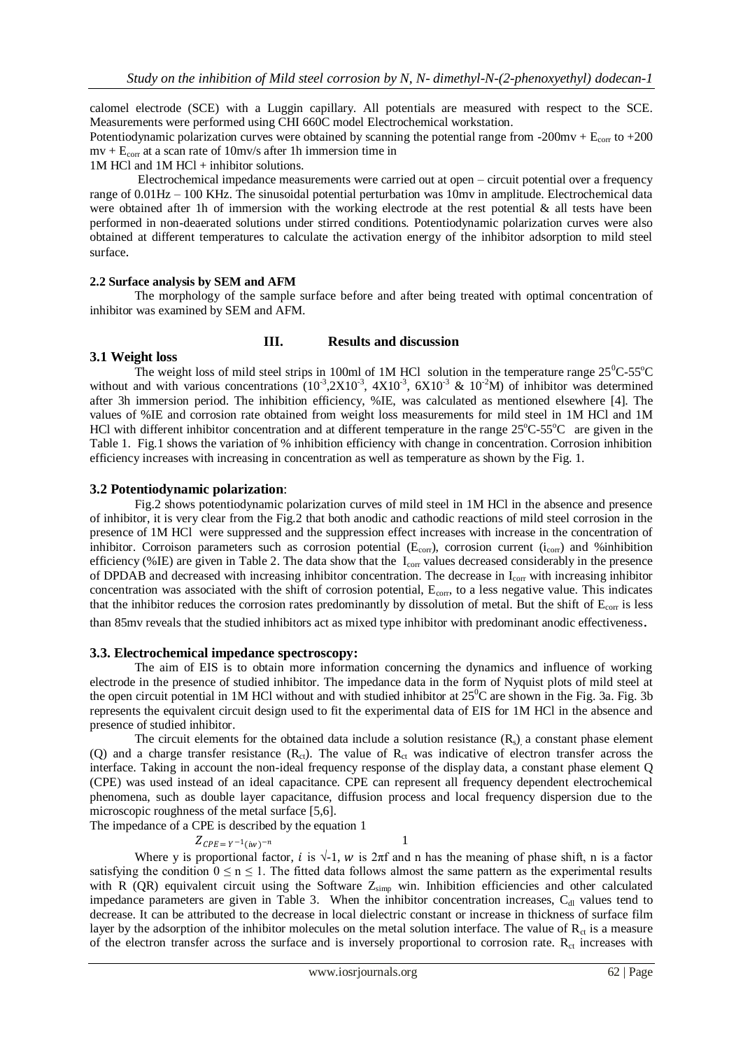calomel electrode (SCE) with a Luggin capillary. All potentials are measured with respect to the SCE. Measurements were performed using CHI 660C model Electrochemical workstation.

Potentiodynamic polarization curves were obtained by scanning the potential range from -200mv + $E_{corr}$ to +200 mv + $E_{corr}$ at a scan rate of 10mv/s after 1h immersion time in

1M HCl and 1M HCl + inhibitor solutions.

Electrochemical impedance measurements were carried out at open – circuit potential over a frequency range of 0.01Hz – 100 KHz. The sinusoidal potential perturbation was 10mv in amplitude. Electrochemical data were obtained after 1h of immersion with the working electrode at the rest potential & all tests have been performed in non-deaerated solutions under stirred conditions. Potentiodynamic polarization curves were also obtained at different temperatures to calculate the activation energy of the inhibitor adsorption to mild steel surface.

**2.2 Surface analysis by SEM and AFM**

The morphology of the sample surface before and after being treated with optimal concentration of inhibitor was examined by SEM and AFM.

## III. Results and discussion

**3.1 Weight loss**

The weight loss of mild steel strips in 100ml of 1M HCl solution in the temperature range $25^0$C-55°C without and with various concentrations ($10^{-3}$,$2X10^{-3}$, $4X10^{-3}$, $6X10^{-3}$ & $10^{-2}$M) of inhibitor was determined after 3h immersion period. The inhibition efficiency, %IE, was calculated as mentioned elsewhere [4]. The values of %IE and corrosion rate obtained from weight loss measurements for mild steel in 1M HCl and 1M HCl with different inhibitor concentration and at different temperature in the range 25°C-55°C are given in the Table 1. Fig.1 shows the variation of % inhibition efficiency with change in concentration. Corrosion inhibition efficiency increases with increasing in concentration as well as temperature as shown by the Fig. 1.

**3.2 Potentiodynamic polarization**:

Fig.2 shows potentiodynamic polarization curves of mild steel in 1M HCl in the absence and presence of inhibitor, it is very clear from the Fig.2 that both anodic and cathodic reactions of mild steel corrosion in the presence of 1M HCl were suppressed and the suppression effect increases with increase in the concentration of inhibitor. Corroison parameters such as corrosion potential ($E_{corr}$), corrosion current ($i_{corr}$) and %inhibition efficiency (%IE) are given in Table 2. The data show that the $I_{corr}$ values decreased considerably in the presence of DPDAB and decreased with increasing inhibitor concentration. The decrease in $I_{corr}$ with increasing inhibitor concentration was associated with the shift of corrosion potential, $E_{corr}$, to a less negative value. This indicates that the inhibitor reduces the corrosion rates predominantly by dissolution of metal. But the shift of $E_{corr}$ is less than 85mv reveals that the studied inhibitors act as mixed type inhibitor with predominant anodic effectiveness.

**3.3. Electrochemical impedance spectroscopy:**

The aim of EIS is to obtain more information concerning the dynamics and influence of working electrode in the presence of studied inhibitor. The impedance data in the form of Nyquist plots of mild steel at the open circuit potential in 1M HCl without and with studied inhibitor at $25^0$C are shown in the Fig. 3a. Fig. 3b represents the equivalent circuit design used to fit the experimental data of EIS for 1M HCl in the absence and presence of studied inhibitor.

The circuit elements for the obtained data include a solution resistance ($R_s$), a constant phase element (Q) and a charge transfer resistance ($R_{ct}$). The value of $R_{ct}$ was indicative of electron transfer across the interface. Taking in account the non-ideal frequency response of the display data, a constant phase element Q (CPE) was used instead of an ideal capacitance. CPE can represent all frequency dependent electrochemical phenomena, such as double layer capacitance, diffusion process and local frequency dispersion due to the microscopic roughness of the metal surface [5,6].

The impedance of a CPE is described by the equation 1

$$Z_{CPE} = Y^{-1}(iw)^{-n} \qquad 1$$

Where y is proportional factor, $i$ is $\sqrt{-1}$, $w$ is $2\pi f$ and n has the meaning of phase shift, n is a factor satisfying the condition $0 \le n \le 1$. The fitted data follows almost the same pattern as the experimental results with R (QR) equivalent circuit using the Software $Z_{simp}$ win. Inhibition efficiencies and other calculated impedance parameters are given in Table 3. When the inhibitor concentration increases, $C_{dl}$ values tend to decrease. It can be attributed to the decrease in local dielectric constant or increase in thickness of surface film layer by the adsorption of the inhibitor molecules on the metal solution interface. The value of $R_{ct}$ is a measure of the electron transfer across the surface and is inversely proportional to corrosion rate. $R_{ct}$ increases with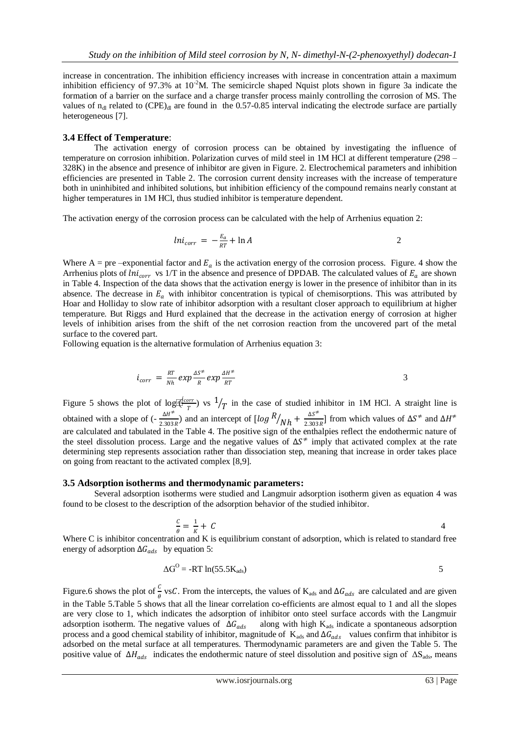increase in concentration. The inhibition efficiency increases with increase in concentration attain a maximum inhibition efficiency of 97.3% at $10^{-2}$M. The semicircle shaped Nquist plots shown in figure 3a indicate the formation of a barrier on the surface and a charge transfer process mainly controlling the corrosion of MS. The values of $n_{dl}$ related to $(CPE)_{dl}$ are found in the 0.57-0.85 interval indicating the electrode surface are partially heterogeneous [7].

### 3.4 Effect of Temperature:

The activation energy of corrosion process can be obtained by investigating the influence of temperature on corrosion inhibition. Polarization curves of mild steel in 1M HCl at different temperature (298 – 328K) in the absence and presence of inhibitor are given in Figure. 2. Electrochemical parameters and inhibition efficiencies are presented in Table 2. The corrosion current density increases with the increase of temperature both in uninhibited and inhibited solutions, but inhibition efficiency of the compound remains nearly constant at higher temperatures in 1M HCl, thus studied inhibitor is temperature dependent.

The activation energy of the corrosion process can be calculated with the help of Arrhenius equation 2:

$$\ln i_{corr} = -\frac{E_a}{RT} + \ln A \qquad 2$$

Where A = pre –exponential factor and $E_a$ is the activation energy of the corrosion process. Figure. 4 show the Arrhenius plots of $\ln i_{corr}$ vs 1/T in the absence and presence of DPDAB. The calculated values of $E_a$ are shown in Table 4. Inspection of the data shows that the activation energy is lower in the presence of inhibitor than in its absence. The decrease in $E_a$ with inhibitor concentration is typical of chemisorptions. This was attributed by Hoar and Holliday to slow rate of inhibitor adsorption with a resultant closer approach to equilibrium at higher temperature. But Riggs and Hurd explained that the decrease in the activation energy of corrosion at higher levels of inhibition arises from the shift of the net corrosion reaction from the uncovered part of the metal surface to the covered part.

Following equation is the alternative formulation of Arrhenius equation 3:

$$i_{corr} = \frac{RT}{Nh} exp\frac{\Delta S^{\neq}}{R} exp\frac{\Delta H^{\neq}}{RT} \qquad 3$$

Figure 5 shows the plot of $\log(\frac{i_{corr}}{T})$ vs $1/T$ in the case of studied inhibitor in 1M HCl. A straight line is obtained with a slope of ($-\frac{\Delta H^{\neq}}{2.303R}$) and an intercept of [$\log R/Nh + \frac{\Delta S^{\neq}}{2.303R}$] from which values of $\Delta S^{\neq}$ and $\Delta H^{\neq}$ are calculated and tabulated in the Table 4. The positive sign of the enthalpies reflect the endothermic nature of the steel dissolution process. Large and the negative values of $\Delta S^{\neq}$ imply that activated complex at the rate determining step represents association rather than dissociation step, meaning that increase in order takes place on going from reactant to the activated complex [8,9].

### 3.5 Adsorption isotherms and thermodynamic parameters:

Several adsorption isotherms were studied and Langmuir adsorption isotherm given as equation 4 was found to be closest to the description of the adsorption behavior of the studied inhibitor.

$$\frac{C}{\theta} = \frac{1}{K} + C \qquad 4$$

Where C is inhibitor concentration and K is equilibrium constant of adsorption, which is related to standard free energy of adsorption $\Delta G_{ads}$ by equation 5:

$$\Delta G^{O} = -RT \ln(55.5K_{ads}) \qquad 5$$

Figure.6 shows the plot of $\frac{C}{\theta}$ vs$C$. From the intercepts, the values of $K_{ads}$ and $\Delta G_{ads}$ are calculated and are given in the Table 5.Table 5 shows that all the linear correlation co-efficients are almost equal to 1 and all the slopes are very close to 1, which indicates the adsorption of inhibitor onto steel surface accords with the Langmuir adsorption isotherm. The negative values of $\Delta G_{ads}$ along with high $K_{ads}$ indicate a spontaneous adsorption process and a good chemical stability of inhibitor, magnitude of $K_{ads}$ and $\Delta G_{ads}$ values confirm that inhibitor is adsorbed on the metal surface at all temperatures. Thermodynamic parameters are and given the Table 5. The positive value of $\Delta H_{ads}$ indicates the endothermic nature of steel dissolution and positive sign of $\Delta S_{ads}$, means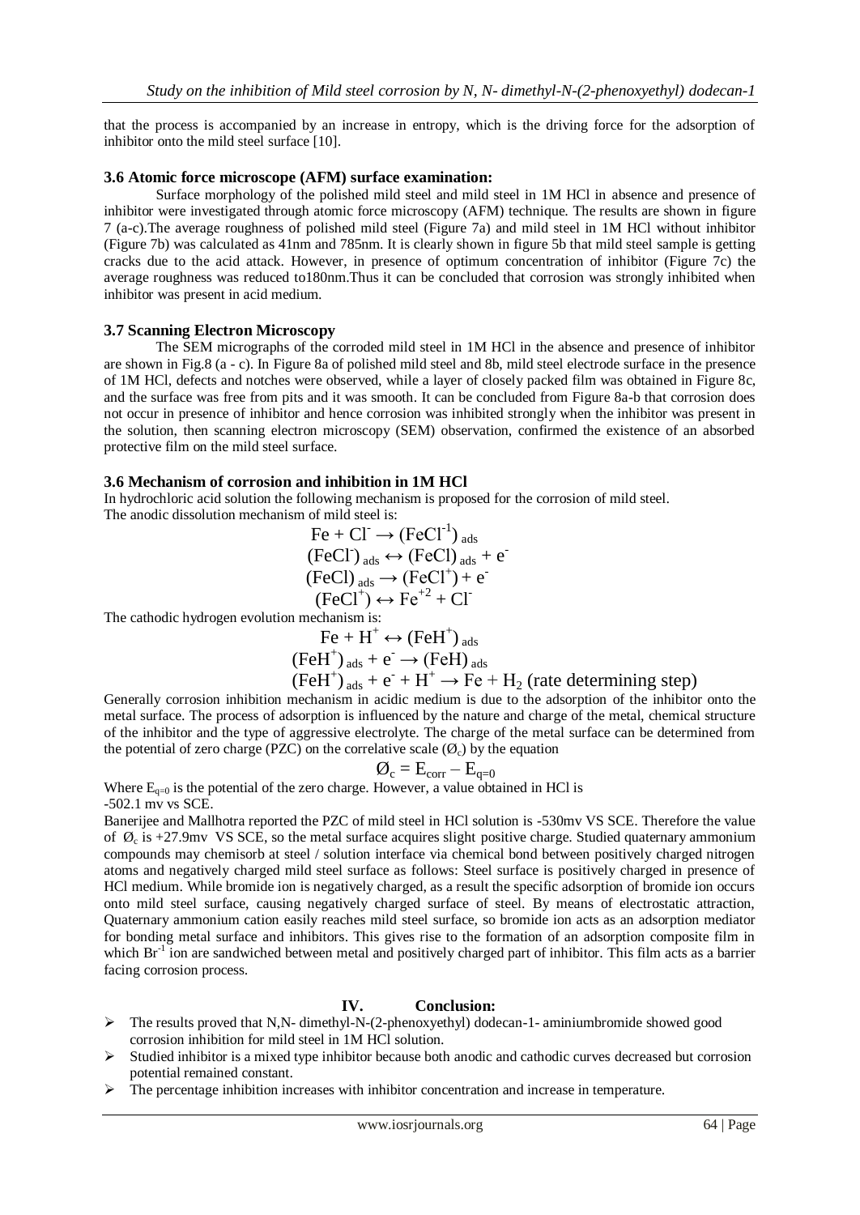that the process is accompanied by an increase in entropy, which is the driving force for the adsorption of inhibitor onto the mild steel surface [10].

### 3.6 Atomic force microscope (AFM) surface examination:

Surface morphology of the polished mild steel and mild steel in 1M HCl in absence and presence of inhibitor were investigated through atomic force microscopy (AFM) technique. The results are shown in figure 7 (a-c).The average roughness of polished mild steel (Figure 7a) and mild steel in 1M HCl without inhibitor (Figure 7b) was calculated as 41nm and 785nm. It is clearly shown in figure 5b that mild steel sample is getting cracks due to the acid attack. However, in presence of optimum concentration of inhibitor (Figure 7c) the average roughness was reduced to180nm.Thus it can be concluded that corrosion was strongly inhibited when inhibitor was present in acid medium.

### 3.7 Scanning Electron Microscopy

The SEM micrographs of the corroded mild steel in 1M HCl in the absence and presence of inhibitor are shown in Fig.8 (a - c). In Figure 8a of polished mild steel and 8b, mild steel electrode surface in the presence of 1M HCl, defects and notches were observed, while a layer of closely packed film was obtained in Figure 8c, and the surface was free from pits and it was smooth. It can be concluded from Figure 8a-b that corrosion does not occur in presence of inhibitor and hence corrosion was inhibited strongly when the inhibitor was present in the solution, then scanning electron microscopy (SEM) observation, confirmed the existence of an absorbed protective film on the mild steel surface.

### 3.6 Mechanism of corrosion and inhibition in 1M HCl

In hydrochloric acid solution the following mechanism is proposed for the corrosion of mild steel.
The anodic dissolution mechanism of mild steel is:

$$Fe + Cl^- \rightarrow (FeCl^{-1})_{ads}$$
$$(FeCl^-)_{ads} \leftrightarrow (FeCl)_{ads} + e^-$$
$$(FeCl)_{ads} \rightarrow (FeCl^+) + e^-$$
$$(FeCl^+) \leftrightarrow Fe^{+2} + Cl^-$$

The cathodic hydrogen evolution mechanism is:

$$Fe + H^+ \leftrightarrow (FeH^+)_{ads}$$
$$(FeH^+)_{ads} + e^- \rightarrow (FeH)_{ads}$$
$$(FeH^+)_{ads} + e^- + H^+ \rightarrow Fe + H_2 \text{ (rate determining step)}$$

Generally corrosion inhibition mechanism in acidic medium is due to the adsorption of the inhibitor onto the metal surface. The process of adsorption is influenced by the nature and charge of the metal, chemical structure of the inhibitor and the type of aggressive electrolyte. The charge of the metal surface can be determined from the potential of zero charge (PZC) on the correlative scale ($Ø_c$) by the equation

$$Ø_c = E_{corr} - E_{q=0}$$

Where $E_{q=0}$ is the potential of the zero charge. However, a value obtained in HCl is -502.1 mv vs SCE.

Banerijee and Mallhotra reported the PZC of mild steel in HCl solution is -530mv VS SCE. Therefore the value of $Ø_c$ is +27.9mv VS SCE, so the metal surface acquires slight positive charge. Studied quaternary ammonium compounds may chemisorb at steel / solution interface via chemical bond between positively charged nitrogen atoms and negatively charged mild steel surface as follows: Steel surface is positively charged in presence of HCl medium. While bromide ion is negatively charged, as a result the specific adsorption of bromide ion occurs onto mild steel surface, causing negatively charged surface of steel. By means of electrostatic attraction, Quaternary ammonium cation easily reaches mild steel surface, so bromide ion acts as an adsorption mediator for bonding metal surface and inhibitors. This gives rise to the formation of an adsorption composite film in which $Br^{-1}$ ion are sandwiched between metal and positively charged part of inhibitor. This film acts as a barrier facing corrosion process.

## IV. Conclusion:

- The results proved that N,N- dimethyl-N-(2-phenoxyethyl) dodecan-1- aminiumbromide showed good corrosion inhibition for mild steel in 1M HCl solution.
- Studied inhibitor is a mixed type inhibitor because both anodic and cathodic curves decreased but corrosion potential remained constant.
- The percentage inhibition increases with inhibitor concentration and increase in temperature.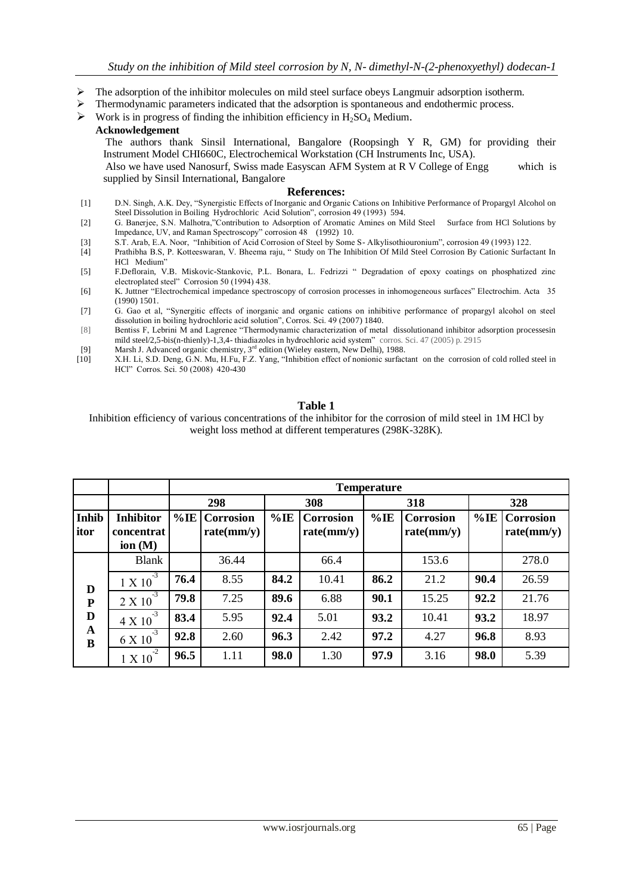- The adsorption of the inhibitor molecules on mild steel surface obeys Langmuir adsorption isotherm.
- Thermodynamic parameters indicated that the adsorption is spontaneous and endothermic process.
- Work is in progress of finding the inhibition efficiency in $H_2SO_4$ Medium.

**Acknowledgement**

The authors thank Sinsil International, Bangalore (Roopsingh Y R, GM) for providing their Instrument Model CHI660C, Electrochemical Workstation (CH Instruments Inc, USA).

Also we have used Nanosurf, Swiss made Easyscan AFM System at R V College of Engg which is supplied by Sinsil International, Bangalore

## References:

[1] D.N. Singh, A.K. Dey, "Synergistic Effects of Inorganic and Organic Cations on Inhibitive Performance of Propargyl Alcohol on Steel Dissolution in Boiling Hydrochloric Acid Solution", corrosion 49 (1993) 594.

[2] G. Banerjee, S.N. Malhotra,"Contribution to Adsorption of Aromatic Amines on Mild Steel Surface from HCl Solutions by Impedance, UV, and Raman Spectroscopy" corrosion 48 (1992) 10.

[3] S.T. Arab, E.A. Noor, "Inhibition of Acid Corrosion of Steel by Some S- Alkylisothiouronium", corrosion 49 (1993) 122.

[4] Prathibha B.S, P. Kotteeswaran, V. Bheema raju, " Study on The Inhibition Of Mild Steel Corrosion By Cationic Surfactant In HCl Medium"

[5] F.Deflorain, V.B. Miskovic-Stankovic, P.L. Bonara, L. Fedrizzi " Degradation of epoxy coatings on phosphatized zinc electroplated steel" Corrosion 50 (1994) 438.

[6] K. Juttner "Electrochemical impedance spectroscopy of corrosion processes in inhomogeneous surfaces" Electrochim. Acta 35 (1990) 1501.

[7] G. Gao et al, "Synergitic effects of inorganic and organic cations on inhibitive performance of propargyl alcohol on steel dissolution in boiling hydrochloric acid solution", Corros. Sci. 49 (2007) 1840.

[8] Bentiss F, Lebrini M and Lagrenee "Thermodynamic characterization of metal dissolutionand inhibitor adsorption processesin mild steel/2,5-bis(n-thienly)-1,3,4- thiadiazoles in hydrochloric acid system" corros. Sci. 47 (2005) p. 2915

[9] Marsh J. Advanced organic chemistry, 3rd edition (Wieley eastern, New Delhi), 1988.

[10] X.H. Li, S.D. Deng, G.N. Mu, H.Fu, F.Z. Yang, "Inhibition effect of nonionic surfactant on the corrosion of cold rolled steel in HCl" Corros. Sci. 50 (2008) 420-430

**Table 1**

Inhibition efficiency of various concentrations of the inhibitor for the corrosion of mild steel in 1M HCl by weight loss method at different temperatures (298K-328K).

| | | Temperature | | | | | | | |
|---|---|---|---|---|---|---|---|---|---|
| | | 298 | | 308 | | 318 | | 328 | |
| **Inhibitor** | **Inhibitor concentration (M)** | **%IE** | **Corrosion rate(mm/y)** | **%IE** | **Corrosion rate(mm/y)** | **%IE** | **Corrosion rate(mm/y)** | **%IE** | **Corrosion rate(mm/y)** |
| **DPDAB** | Blank | | 36.44 | | 66.4 | | 153.6 | | 278.0 |
| | $1 \times 10^{-3}$ | **76.4** | 8.55 | **84.2** | 10.41 | **86.2** | 21.2 | **90.4** | 26.59 |
| | $2 \times 10^{-3}$ | **79.8** | 7.25 | **89.6** | 6.88 | **90.1** | 15.25 | **92.2** | 21.76 |
| | $4 \times 10^{-3}$ | **83.4** | 5.95 | **92.4** | 5.01 | **93.2** | 10.41 | **93.2** | 18.97 |
| | $6 \times 10^{-3}$ | **92.8** | 2.60 | **96.3** | 2.42 | **97.2** | 4.27 | **96.8** | 8.93 |
| | $1 \times 10^{-2}$ | **96.5** | 1.11 | **98.0** | 1.30 | **97.9** | 3.16 | **98.0** | 5.39 |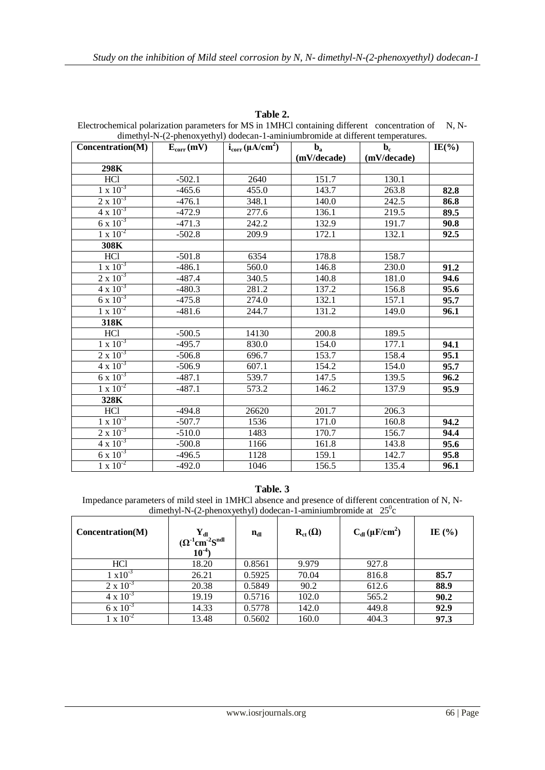**Table 2.**

Electrochemical polarization parameters for MS in 1MHCl containing different concentration of N, N-dimethyl-N-(2-phenoxyethyl) dodecan-1-aminiumbromide at different temperatures.

| Concentration(M) | $E_{corr}$ (mV) | $i_{corr}$ (μA/cm$^2$) | $b_a$ (mV/decade) | $b_c$ (mV/decade) | IE(%) |
|---|---|---|---|---|---|
| **298K** | | | | | |
| HCl | -502.1 | 2640 | 151.7 | 130.1 | |
| $1 \times 10^{-3}$ | -465.6 | 455.0 | 143.7 | 263.8 | **82.8** |
| $2 \times 10^{-3}$ | -476.1 | 348.1 | 140.0 | 242.5 | **86.8** |
| $4 \times 10^{-3}$ | -472.9 | 277.6 | 136.1 | 219.5 | **89.5** |
| $6 \times 10^{-3}$ | -471.3 | 242.2 | 132.9 | 191.7 | **90.8** |
| $1 \times 10^{-2}$ | -502.8 | 209.9 | 172.1 | 132.1 | **92.5** |
| **308K** | | | | | |
| HCl | -501.8 | 6354 | 178.8 | 158.7 | |
| $1 \times 10^{-3}$ | -486.1 | 560.0 | 146.8 | 230.0 | **91.2** |
| $2 \times 10^{-3}$ | -487.4 | 340.5 | 140.8 | 181.0 | **94.6** |
| $4 \times 10^{-3}$ | -480.3 | 281.2 | 137.2 | 156.8 | **95.6** |
| $6 \times 10^{-3}$ | -475.8 | 274.0 | 132.1 | 157.1 | **95.7** |
| $1 \times 10^{-2}$ | -481.6 | 244.7 | 131.2 | 149.0 | **96.1** |
| **318K** | | | | | |
| HCl | -500.5 | 14130 | 200.8 | 189.5 | |
| $1 \times 10^{-3}$ | -495.7 | 830.0 | 154.0 | 177.1 | **94.1** |
| $2 \times 10^{-3}$ | -506.8 | 696.7 | 153.7 | 158.4 | **95.1** |
| $4 \times 10^{-3}$ | -506.9 | 607.1 | 154.2 | 154.0 | **95.7** |
| $6 \times 10^{-3}$ | -487.1 | 539.7 | 147.5 | 139.5 | **96.2** |
| $1 \times 10^{-2}$ | -487.1 | 573.2 | 146.2 | 137.9 | **95.9** |
| **328K** | | | | | |
| HCl | -494.8 | 26620 | 201.7 | 206.3 | |
| $1 \times 10^{-3}$ | -507.7 | 1536 | 171.0 | 160.8 | **94.2** |
| $2 \times 10^{-3}$ | -510.0 | 1483 | 170.7 | 156.7 | **94.4** |
| $4 \times 10^{-3}$ | -500.8 | 1166 | 161.8 | 143.8 | **95.6** |
| $6 \times 10^{-3}$ | -496.5 | 1128 | 159.1 | 142.7 | **95.8** |
| $1 \times 10^{-2}$ | -492.0 | 1046 | 156.5 | 135.4 | **96.1** |

**Table. 3**

Impedance parameters of mild steel in 1MHCl absence and presence of different concentration of N, N-dimethyl-N-(2-phenoxyethyl) dodecan-1-aminiumbromide at $25^0$c

| Concentration(M) | $Y_{dl}$ ($\Omega^{-1}cm^{-2}S^{ndl}$ $10^{-4}$) | $n_{dl}$ | $R_{ct}$ (Ω) | $C_{dl}$ (μF/cm$^2$) | IE (%) |
|---|---|---|---|---|---|
| HCl | 18.20 | 0.8561 | 9.979 | 927.8 | |
| $1 \times 10^{-3}$ | 26.21 | 0.5925 | 70.04 | 816.8 | **85.7** |
| $2 \times 10^{-3}$ | 20.38 | 0.5849 | 90.2 | 612.6 | **88.9** |
| $4 \times 10^{-3}$ | 19.19 | 0.5716 | 102.0 | 565.2 | **90.2** |
| $6 \times 10^{-3}$ | 14.33 | 0.5778 | 142.0 | 449.8 | **92.9** |
| $1 \times 10^{-2}$ | 13.48 | 0.5602 | 160.0 | 404.3 | **97.3** |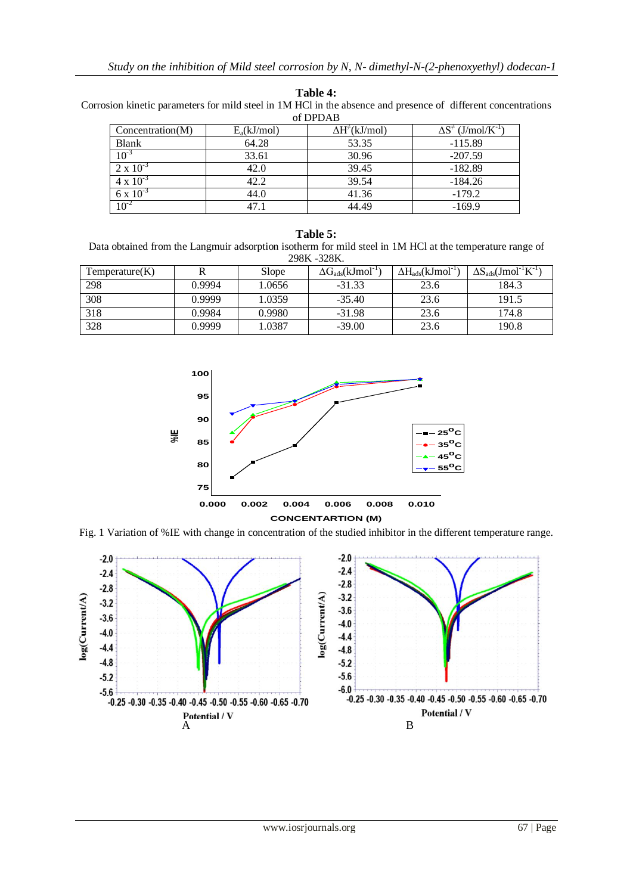**Table 4:**
Corrosion kinetic parameters for mild steel in 1M HCl in the absence and presence of different concentrations of DPDAB

| Concentration(M) | $E_a$(kJ/mol) | $\Delta H^{\neq}$(kJ/mol) | $\Delta S^{\neq}$ (J/mol/K$^{-1}$) |
|---|---|---|---|
| Blank | 64.28 | 53.35 | -115.89 |
| $10^{-3}$ | 33.61 | 30.96 | -207.59 |
| $2 \times 10^{-3}$ | 42.0 | 39.45 | -182.89 |
| $4 \times 10^{-3}$ | 42.2 | 39.54 | -184.26 |
| $6 \times 10^{-3}$ | 44.0 | 41.36 | -179.2 |
| $10^{-2}$ | 47.1 | 44.49 | -169.9 |

**Table 5:**
Data obtained from the Langmuir adsorption isotherm for mild steel in 1M HCl at the temperature range of 298K -328K.

| Temperature(K) | R | Slope | $\Delta G_{ads}$(kJmol$^{-1}$) | $\Delta H_{ads}$(kJmol$^{-1}$) | $\Delta S_{ads}$(Jmol$^{-1}$K$^{-1}$) |
|---|---|---|---|---|---|
| 298 | 0.9994 | 1.0656 | -31.33 | 23.6 | 184.3 |
| 308 | 0.9999 | 1.0359 | -35.40 | 23.6 | 191.5 |
| 318 | 0.9984 | 0.9980 | -31.98 | 23.6 | 174.8 |
| 328 | 0.9999 | 1.0387 | -39.00 | 23.6 | 190.8 |

Fig. 1 Variation of %IE with change in concentration of the studied inhibitor in the different temperature range.

A B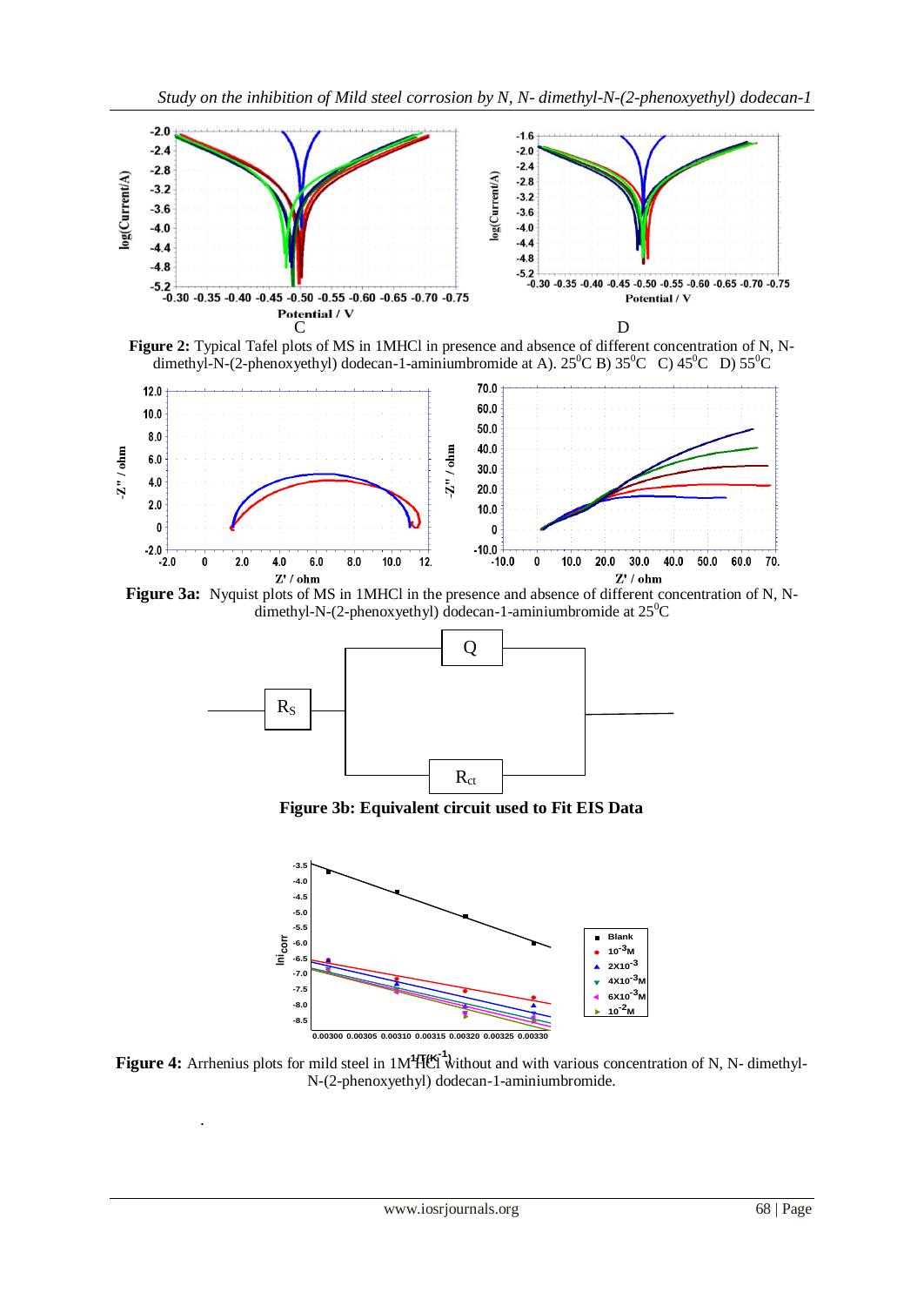**Figure 2:** Typical Tafel plots of MS in 1MHCl in presence and absence of different concentration of N, N-dimethyl-N-(2-phenoxyethyl) dodecan-1-aminiumbromide at A). 25$^0$C B) 35$^0$C C) 45$^0$C D) 55$^0$C

**Figure 3a:** Nyquist plots of MS in 1MHCl in the presence and absence of different concentration of N, N-dimethyl-N-(2-phenoxyethyl) dodecan-1-aminiumbromide at 25$^0$C

**Figure 3b: Equivalent circuit used to Fit EIS Data**

**Figure 4:** Arrhenius plots for mild steel in 1M HCl without and with various concentration of N, N- dimethyl-N-(2-phenoxyethyl) dodecan-1-aminiumbromide.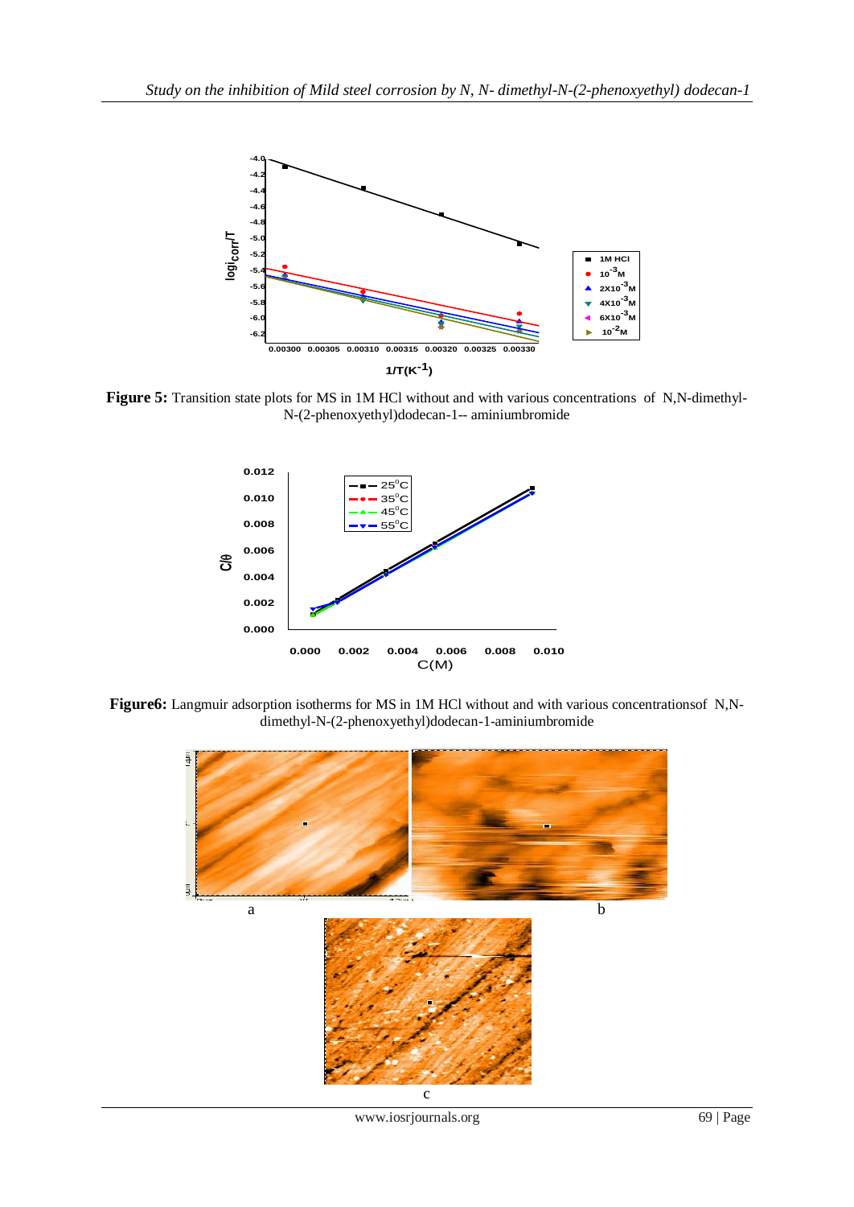**Figure 5:** Transition state plots for MS in 1M HCl without and with various concentrations of N,N-dimethyl-N-(2-phenoxyethyl)dodecan-1-- aminiumbromide

**Figure6:** Langmuir adsorption isotherms for MS in 1M HCl without and with various concentrationsof N,N-dimethyl-N-(2-phenoxyethyl)dodecan-1-aminiumbromide

a

b

c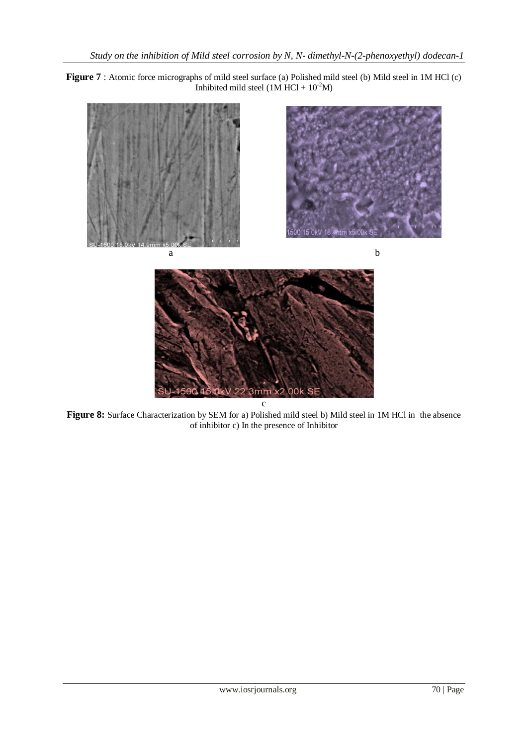**Figure 7** : Atomic force micrographs of mild steel surface (a) Polished mild steel (b) Mild steel in 1M HCl (c) Inhibited mild steel (1M HCl + $10^{-2}$M)

SU-1500 15.0kV 14.9mm x5.00k SE

a

1500 15.0kV 18.4mm x5.00k SE

b

SU-1500 15.0kV 22.3mm x2.00k SE

c

**Figure 8:** Surface Characterization by SEM for a) Polished mild steel b) Mild steel in 1M HCl in the absence of inhibitor c) In the presence of Inhibitor